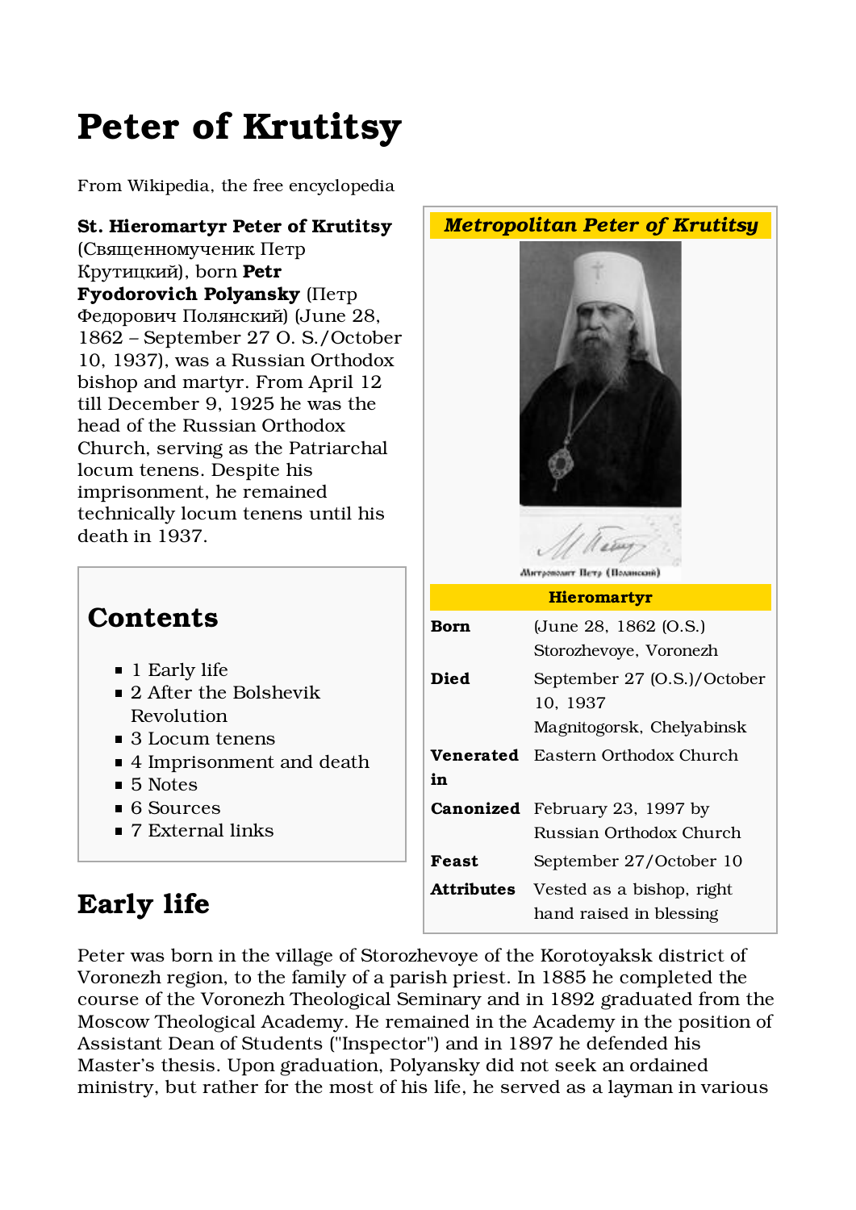# Peter of Krutitsy

From Wikipedia, the free encyclopedia

**St. Hieromartyr Peter of Krutitsy** (Священномученик Петр Крутицкий), born **Petr Fyodorovich Polyansky** (Петр Федорович Полянский) (June 28, 1862 – September 27 O. S./October 10, 1937), was a Russian Orthodox bishop and martyr. From April 12 till December 9, 1925 he was the head of the Russian Orthodox Church, serving as the Patriarchal locum tenens. Despite his imprisonment, he remained technically locum tenens until his death in 1937.

| *Metropolitan Peter of Krutitsy* | |
|---|---|
| **Hieromartyr** | |
| **Born** | (June 28, 1862 (O.S.) Storozhevoye, Voronezh |
| **Died** | September 27 (O.S.)/October 10, 1937 Magnitogorsk, Chelyabinsk |
| **Venerated in** | Eastern Orthodox Church |
| **Canonized** | February 23, 1997 by Russian Orthodox Church |
| **Feast** | September 27/October 10 |
| **Attributes** | Vested as a bishop, right hand raised in blessing |

## Contents

- 1 Early life
- 2 After the Bolshevik Revolution
- 3 Locum tenens
- 4 Imprisonment and death
- 5 Notes
- 6 Sources
- 7 External links

## Early life

Peter was born in the village of Storozhevoye of the Korotoyaksk district of Voronezh region, to the family of a parish priest. In 1885 he completed the course of the Voronezh Theological Seminary and in 1892 graduated from the Moscow Theological Academy. He remained in the Academy in the position of Assistant Dean of Students ("Inspector") and in 1897 he defended his Master's thesis. Upon graduation, Polyansky did not seek an ordained ministry, but rather for the most of his life, he served as a layman in various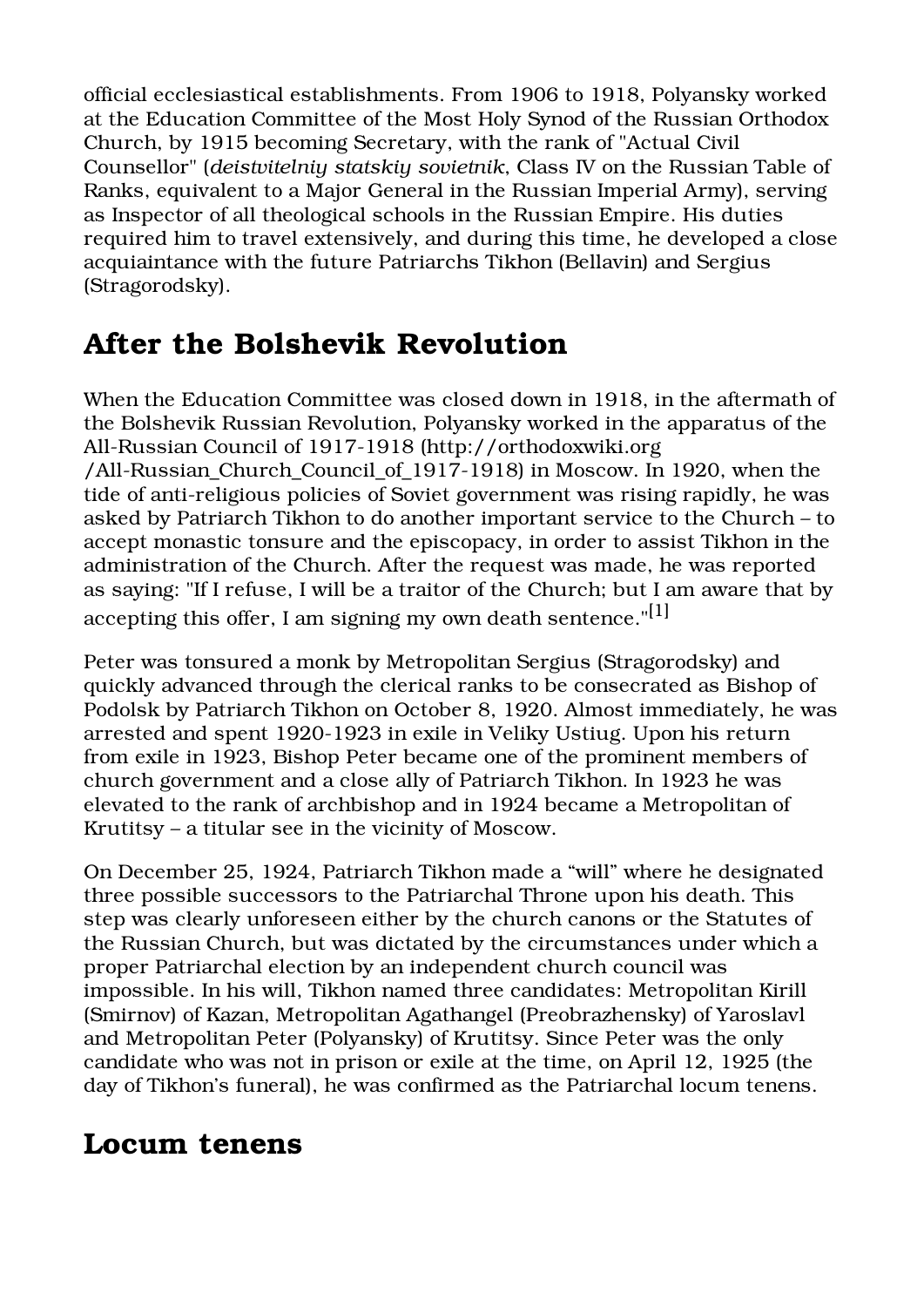official ecclesiastical establishments. From 1906 to 1918, Polyansky worked at the Education Committee of the Most Holy Synod of the Russian Orthodox Church, by 1915 becoming Secretary, with the rank of "Actual Civil Counsellor" (*deistvitelniy statskiy sovietnik*, Class IV on the Russian Table of Ranks, equivalent to a Major General in the Russian Imperial Army), serving as Inspector of all theological schools in the Russian Empire. His duties required him to travel extensively, and during this time, he developed a close acquiaintance with the future Patriarchs Tikhon (Bellavin) and Sergius (Stragorodsky).

## After the Bolshevik Revolution

When the Education Committee was closed down in 1918, in the aftermath of the Bolshevik Russian Revolution, Polyansky worked in the apparatus of the All-Russian Council of 1917-1918 (http://orthodoxwiki.org/All-Russian_Church_Council_of_1917-1918) in Moscow. In 1920, when the tide of anti-religious policies of Soviet government was rising rapidly, he was asked by Patriarch Tikhon to do another important service to the Church – to accept monastic tonsure and the episcopacy, in order to assist Tikhon in the administration of the Church. After the request was made, he was reported as saying: "If I refuse, I will be a traitor of the Church; but I am aware that by accepting this offer, I am signing my own death sentence."[1]

Peter was tonsured a monk by Metropolitan Sergius (Stragorodsky) and quickly advanced through the clerical ranks to be consecrated as Bishop of Podolsk by Patriarch Tikhon on October 8, 1920. Almost immediately, he was arrested and spent 1920-1923 in exile in Veliky Ustiug. Upon his return from exile in 1923, Bishop Peter became one of the prominent members of church government and a close ally of Patriarch Tikhon. In 1923 he was elevated to the rank of archbishop and in 1924 became a Metropolitan of Krutitsy – a titular see in the vicinity of Moscow.

On December 25, 1924, Patriarch Tikhon made a “will” where he designated three possible successors to the Patriarchal Throne upon his death. This step was clearly unforeseen either by the church canons or the Statutes of the Russian Church, but was dictated by the circumstances under which a proper Patriarchal election by an independent church council was impossible. In his will, Tikhon named three candidates: Metropolitan Kirill (Smirnov) of Kazan, Metropolitan Agathangel (Preobrazhensky) of Yaroslavl and Metropolitan Peter (Polyansky) of Krutitsy. Since Peter was the only candidate who was not in prison or exile at the time, on April 12, 1925 (the day of Tikhon’s funeral), he was confirmed as the Patriarchal locum tenens.

## Locum tenens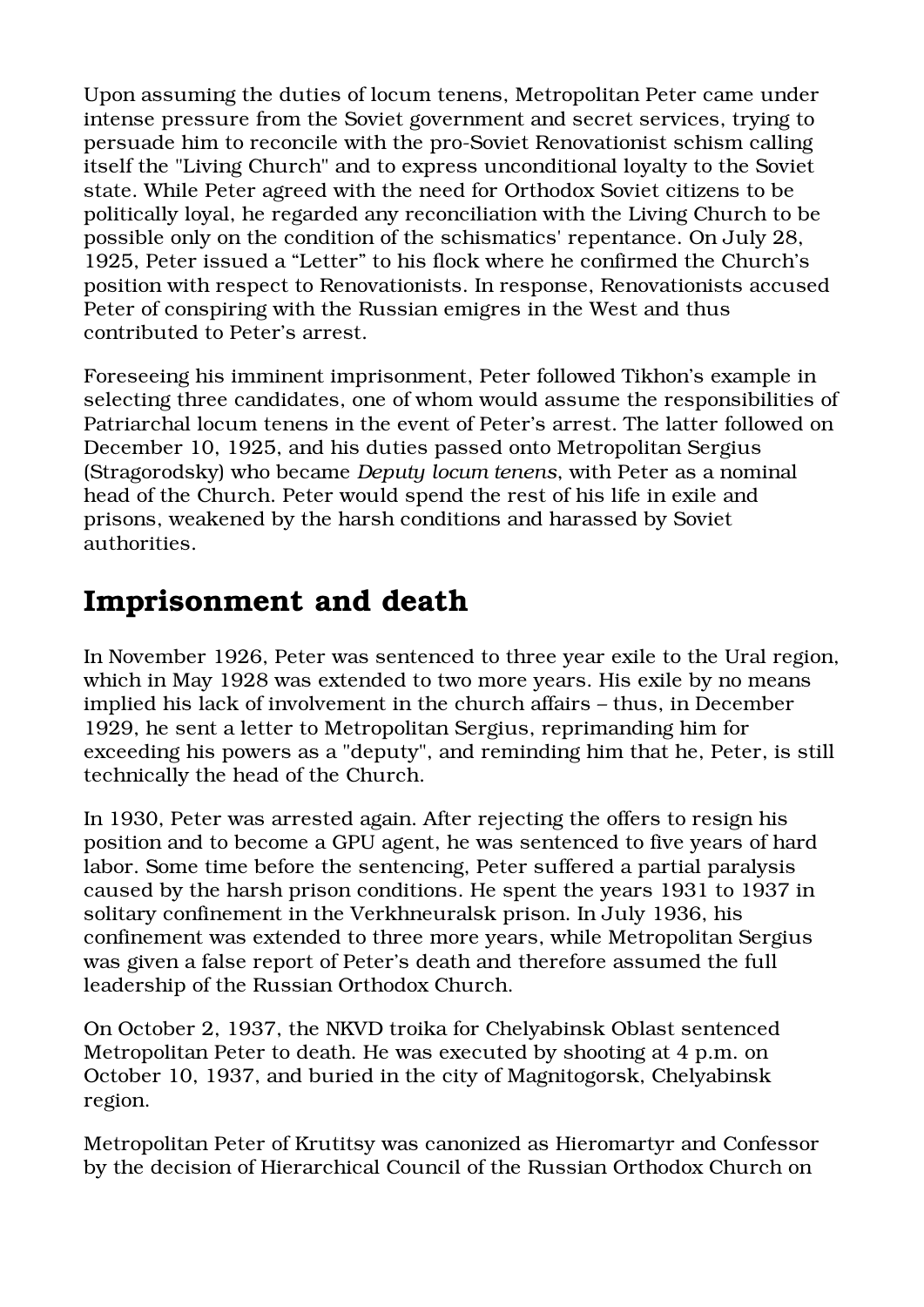Upon assuming the duties of locum tenens, Metropolitan Peter came under intense pressure from the Soviet government and secret services, trying to persuade him to reconcile with the pro-Soviet Renovationist schism calling itself the "Living Church" and to express unconditional loyalty to the Soviet state. While Peter agreed with the need for Orthodox Soviet citizens to be politically loyal, he regarded any reconciliation with the Living Church to be possible only on the condition of the schismatics' repentance. On July 28, 1925, Peter issued a “Letter” to his flock where he confirmed the Church’s position with respect to Renovationists. In response, Renovationists accused Peter of conspiring with the Russian emigres in the West and thus contributed to Peter’s arrest.

Foreseeing his imminent imprisonment, Peter followed Tikhon’s example in selecting three candidates, one of whom would assume the responsibilities of Patriarchal locum tenens in the event of Peter’s arrest. The latter followed on December 10, 1925, and his duties passed onto Metropolitan Sergius (Stragorodsky) who became *Deputy locum tenens*, with Peter as a nominal head of the Church. Peter would spend the rest of his life in exile and prisons, weakened by the harsh conditions and harassed by Soviet authorities.

## Imprisonment and death

In November 1926, Peter was sentenced to three year exile to the Ural region, which in May 1928 was extended to two more years. His exile by no means implied his lack of involvement in the church affairs – thus, in December 1929, he sent a letter to Metropolitan Sergius, reprimanding him for exceeding his powers as a "deputy", and reminding him that he, Peter, is still technically the head of the Church.

In 1930, Peter was arrested again. After rejecting the offers to resign his position and to become a GPU agent, he was sentenced to five years of hard labor. Some time before the sentencing, Peter suffered a partial paralysis caused by the harsh prison conditions. He spent the years 1931 to 1937 in solitary confinement in the Verkhneuralsk prison. In July 1936, his confinement was extended to three more years, while Metropolitan Sergius was given a false report of Peter’s death and therefore assumed the full leadership of the Russian Orthodox Church.

On October 2, 1937, the NKVD troika for Chelyabinsk Oblast sentenced Metropolitan Peter to death. He was executed by shooting at 4 p.m. on October 10, 1937, and buried in the city of Magnitogorsk, Chelyabinsk region.

Metropolitan Peter of Krutitsy was canonized as Hieromartyr and Confessor by the decision of Hierarchical Council of the Russian Orthodox Church on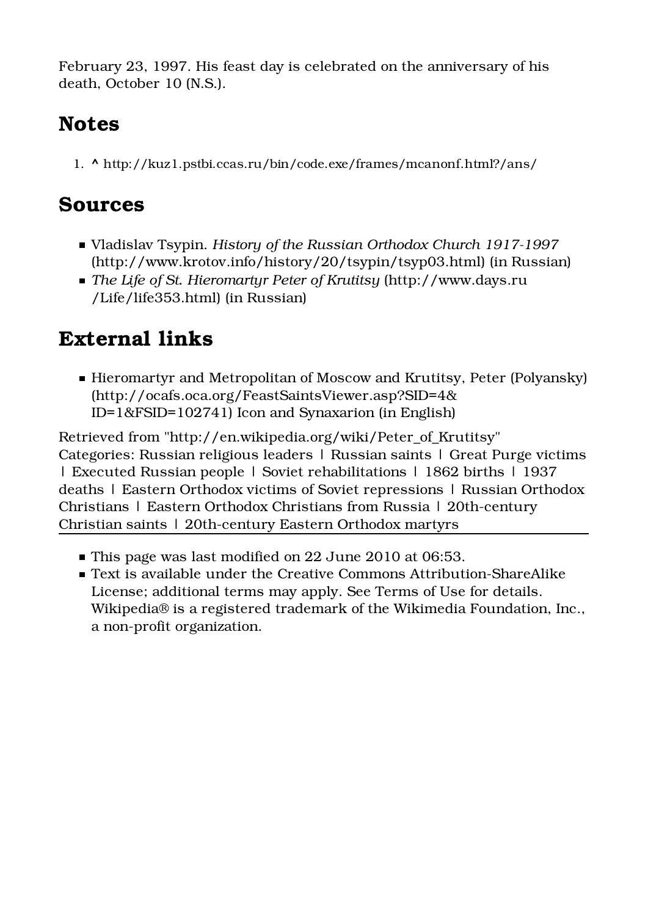February 23, 1997. His feast day is celebrated on the anniversary of his death, October 10 (N.S.).

## Notes

1. ^ http://kuz1.pstbi.ccas.ru/bin/code.exe/frames/mcanonf.html?/ans/

## Sources

- Vladislav Tsypin. *History of the Russian Orthodox Church 1917-1997* (http://www.krotov.info/history/20/tsypin/tsyp03.html) (in Russian)
- *The Life of St. Hieromartyr Peter of Krutitsy* (http://www.days.ru/Life/life353.html) (in Russian)

## External links

- Hieromartyr and Metropolitan of Moscow and Krutitsy, Peter (Polyansky) (http://ocafs.oca.org/FeastSaintsViewer.asp?SID=4&ID=1&FSID=102741) Icon and Synaxarion (in English)

Retrieved from "http://en.wikipedia.org/wiki/Peter_of_Krutitsy"
Categories: Russian religious leaders | Russian saints | Great Purge victims | Executed Russian people | Soviet rehabilitations | 1862 births | 1937 deaths | Eastern Orthodox victims of Soviet repressions | Russian Orthodox Christians | Eastern Orthodox Christians from Russia | 20th-century Christian saints | 20th-century Eastern Orthodox martyrs

- This page was last modified on 22 June 2010 at 06:53.
- Text is available under the Creative Commons Attribution-ShareAlike License; additional terms may apply. See Terms of Use for details. Wikipedia® is a registered trademark of the Wikimedia Foundation, Inc., a non-profit organization.